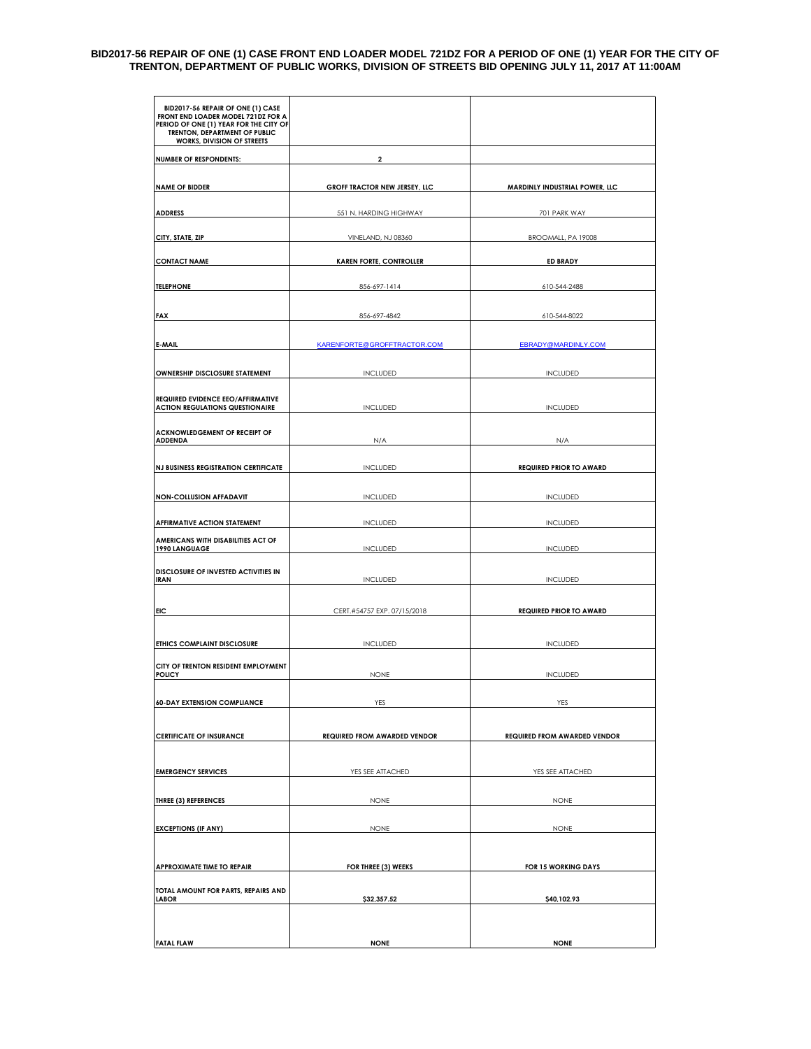# BID2017-56 REPAIR OF ONE (1) CASE FRONT END LOADER MODEL 721DZ FOR A PERIOD OF ONE (1) YEAR FOR THE CITY OF TRENTON, DEPARTMENT OF PUBLIC WORKS, DIVISION OF STREETS BID OPENING JULY 11, 2017 AT 11:00AM

| BID2017-56 REPAIR OF ONE (1) CASE FRONT END LOADER MODEL 721DZ FOR A PERIOD OF ONE (1) YEAR FOR THE CITY OF TRENTON, DEPARTMENT OF PUBLIC WORKS, DIVISION OF STREETS | | |
|---|---|---|
| NUMBER OF RESPONDENTS: | 2 | |
| NAME OF BIDDER | GROFF TRACTOR NEW JERSEY, LLC | MARDINLY INDUSTRIAL POWER, LLC |
| ADDRESS | 551 N. HARDING HIGHWAY | 701 PARK WAY |
| CITY, STATE, ZIP | VINELAND, NJ 08360 | BROOMALL, PA 19008 |
| CONTACT NAME | KAREN FORTE, CONTROLLER | ED BRADY |
| TELEPHONE | 856-697-1414 | 610-544-2488 |
| FAX | 856-697-4842 | 610-544-8022 |
| E-MAIL | KARENFORTE@GROFFTRACTOR.COM | EBRADY@MARDINLY.COM |
| OWNERSHIP DISCLOSURE STATEMENT | INCLUDED | INCLUDED |
| REQUIRED EVIDENCE EEO/AFFIRMATIVE ACTION REGULATIONS QUESTIONAIRE | INCLUDED | INCLUDED |
| ACKNOWLEDGEMENT OF RECEIPT OF ADDENDA | N/A | N/A |
| NJ BUSINESS REGISTRATION CERTIFICATE | INCLUDED | REQUIRED PRIOR TO AWARD |
| NON-COLLUSION AFFADAVIT | INCLUDED | INCLUDED |
| AFFIRMATIVE ACTION STATEMENT | INCLUDED | INCLUDED |
| AMERICANS WITH DISABILITIES ACT OF 1990 LANGUAGE | INCLUDED | INCLUDED |
| DISCLOSURE OF INVESTED ACTIVITIES IN IRAN | INCLUDED | INCLUDED |
| EIC | CERT.#54757 EXP. 07/15/2018 | REQUIRED PRIOR TO AWARD |
| ETHICS COMPLAINT DISCLOSURE | INCLUDED | INCLUDED |
| CITY OF TRENTON RESIDENT EMPLOYMENT POLICY | NONE | INCLUDED |
| 60-DAY EXTENSION COMPLIANCE | YES | YES |
| CERTIFICATE OF INSURANCE | REQUIRED FROM AWARDED VENDOR | REQUIRED FROM AWARDED VENDOR |
| EMERGENCY SERVICES | YES SEE ATTACHED | YES SEE ATTACHED |
| THREE (3) REFERENCES | NONE | NONE |
| EXCEPTIONS (IF ANY) | NONE | NONE |
| APPROXIMATE TIME TO REPAIR | FOR THREE (3) WEEKS | FOR 15 WORKING DAYS |
| TOTAL AMOUNT FOR PARTS, REPAIRS AND LABOR | $32,357.52 | $40,102.93 |
| FATAL FLAW | NONE | NONE |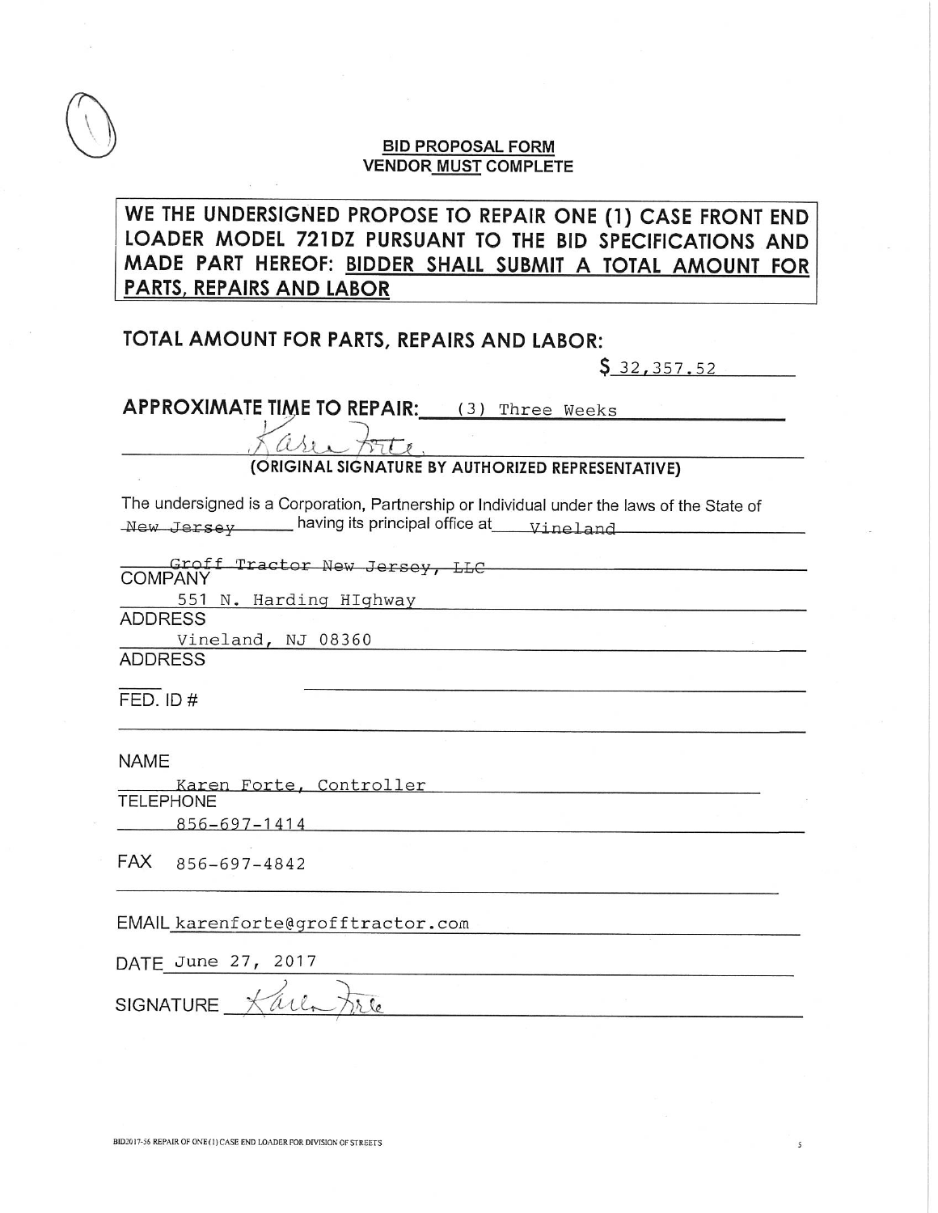## BID PROPOSAL FORM

**VENDOR MUST COMPLETE**

**WE THE UNDERSIGNED PROPOSE TO REPAIR ONE (1) CASE FRONT END LOADER MODEL 721DZ PURSUANT TO THE BID SPECIFICATIONS AND MADE PART HEREOF: BIDDER SHALL SUBMIT A TOTAL AMOUNT FOR PARTS, REPAIRS AND LABOR**

**TOTAL AMOUNT FOR PARTS, REPAIRS AND LABOR:**

$ 32,357.52

**APPROXIMATE TIME TO REPAIR:** (3) Three Weeks

Karen Forte

**(ORIGINAL SIGNATURE BY AUTHORIZED REPRESENTATIVE)**

The undersigned is a Corporation, Partnership or Individual under the laws of the State of New Jersey having its principal office at Vineland

Groff Tractor New Jersey, LLC
COMPANY

551 N. Harding HIghway
ADDRESS

Vineland, NJ 08360
ADDRESS

FED. ID #

NAME

Karen Forte, Controller
TELEPHONE

856-697-1414

FAX 856-697-4842

EMAIL karenforte@grofftractor.com

DATE June 27, 2017

SIGNATURE Karen Forte

BID2017-56 REPAIR OF ONE (1) CASE END LOADER FOR DIVISION OF STREETS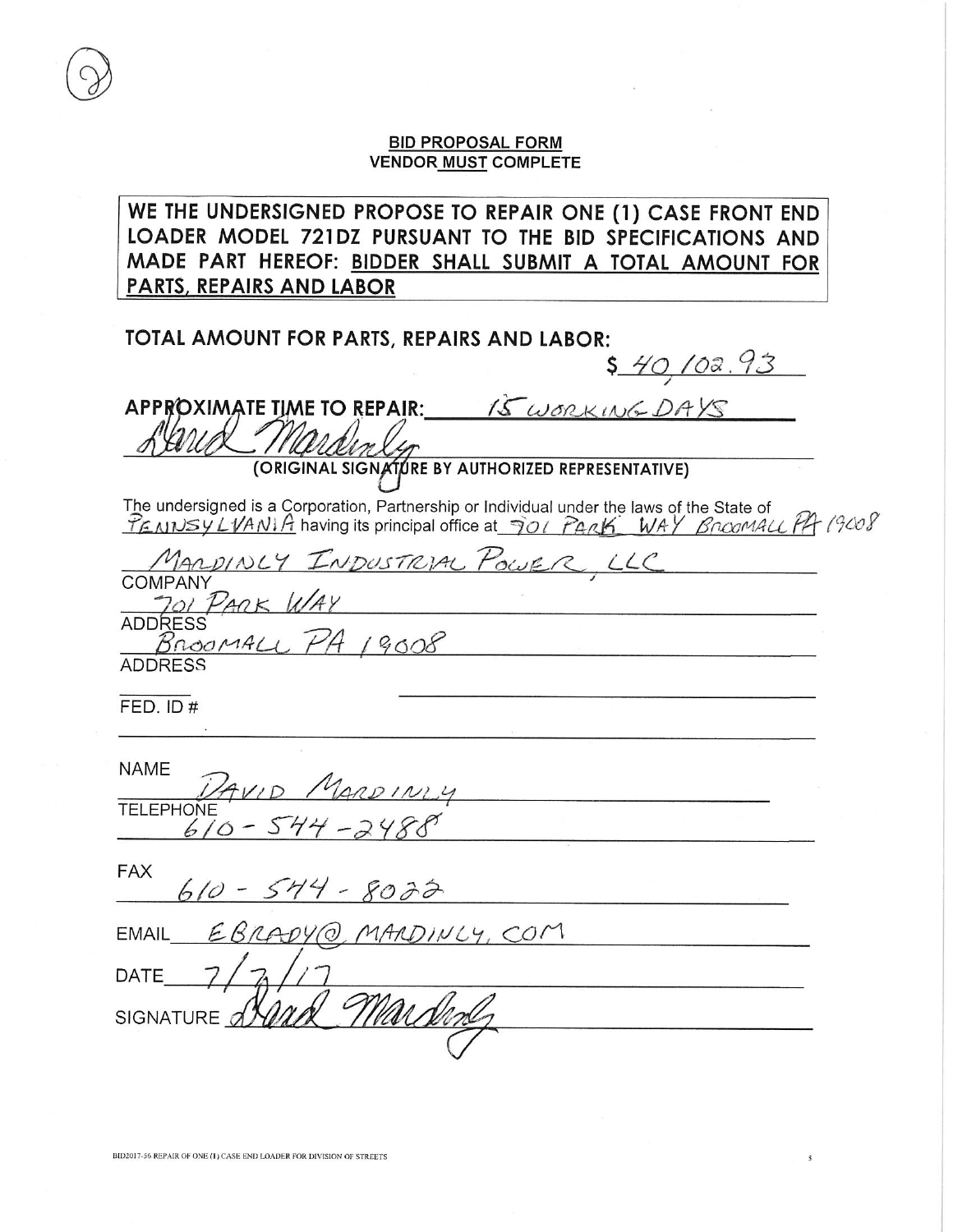## BID PROPOSAL FORM
**VENDOR MUST COMPLETE**

**WE THE UNDERSIGNED PROPOSE TO REPAIR ONE (1) CASE FRONT END LOADER MODEL 721DZ PURSUANT TO THE BID SPECIFICATIONS AND MADE PART HEREOF: BIDDER SHALL SUBMIT A TOTAL AMOUNT FOR PARTS, REPAIRS AND LABOR**

**TOTAL AMOUNT FOR PARTS, REPAIRS AND LABOR:** $ 40,102.93

**APPROXIMATE TIME TO REPAIR:** 15 WORKING DAYS

[signature]

**(ORIGINAL SIGNATURE BY AUTHORIZED REPRESENTATIVE)**

The undersigned is a Corporation, Partnership or Individual under the laws of the State of PENNSYLVANIA having its principal office at 701 PARK WAY BROOMALL PA 19008

MARDINLY INDUSTRIAL POWER, LLC
COMPANY

701 PARK WAY
ADDRESS

BROOMALL PA 19008
ADDRESS

FED. ID #

NAME DAVID MARDINLY

TELEPHONE 610-544-2488

FAX 610-544-8022

EMAIL EBRADY@MARDINLY.COM

DATE 7/7/17

SIGNATURE [signature]

BID2017-56 REPAIR OF ONE (1) CASE END LOADER FOR DIVISION OF STREETS